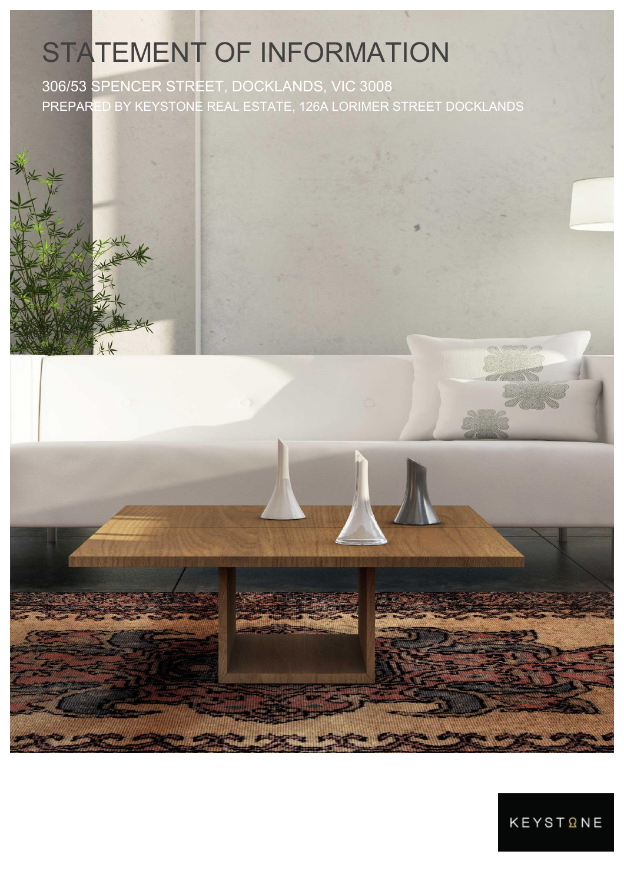# STATEMENT OF INFORMATION

306/53 SPENCER STREET, DOCKLANDS, VIC 3008

PREPARED BY KEYSTONE REAL ESTATE, 126A LORIMER STREET DOCKLANDS

KEYSTONE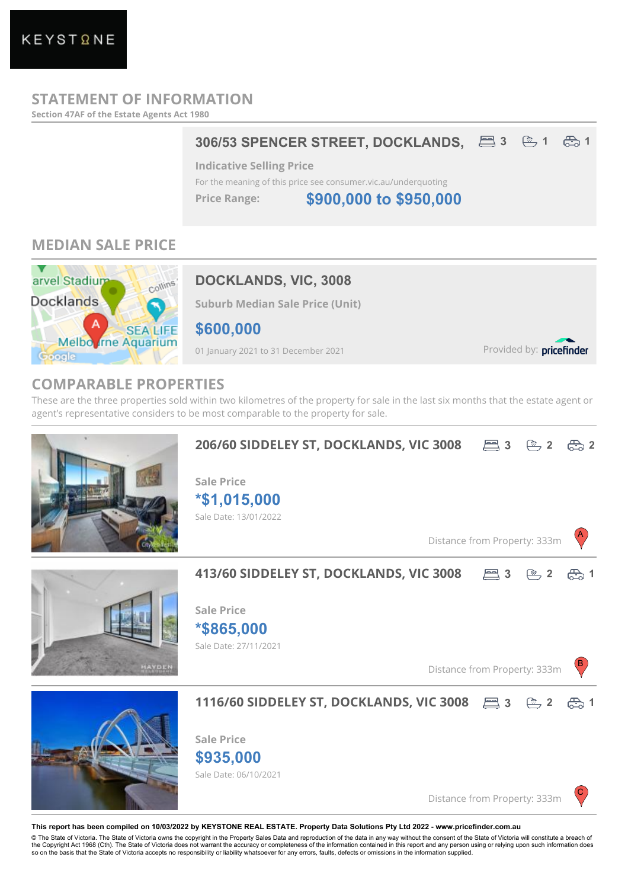KEYSTONE

## STATEMENT OF INFORMATION

Section 47AF of the Estate Agents Act 1980

### 306/53 SPENCER STREET, DOCKLANDS,

3 bed | 1 bath | 1 car

**Indicative Selling Price**

For the meaning of this price see consumer.vic.au/underquoting

**Price Range:** **$900,000 to $950,000**

## MEDIAN SALE PRICE

### DOCKLANDS, VIC, 3008

**Suburb Median Sale Price (Unit)**

**$600,000**

01 January 2021 to 31 December 2021

Provided by: pricefinder

## COMPARABLE PROPERTIES

These are the three properties sold within two kilometres of the property for sale in the last six months that the estate agent or agent's representative considers to be most comparable to the property for sale.

### 206/60 SIDDELEY ST, DOCKLANDS, VIC 3008

3 bed | 2 bath | 2 car

**Sale Price**

***$1,015,000**

Sale Date: 13/01/2022

Distance from Property: 333m

### 413/60 SIDDELEY ST, DOCKLANDS, VIC 3008

3 bed | 2 bath | 1 car

**Sale Price**

***$865,000**

Sale Date: 27/11/2021

Distance from Property: 333m

### 1116/60 SIDDELEY ST, DOCKLANDS, VIC 3008

3 bed | 2 bath | 1 car

**Sale Price**

**$935,000**

Sale Date: 06/10/2021

Distance from Property: 333m

**This report has been compiled on 10/03/2022 by KEYSTONE REAL ESTATE. Property Data Solutions Pty Ltd 2022 - www.pricefinder.com.au**

© The State of Victoria. The State of Victoria owns the copyright in the Property Sales Data and reproduction of the data in any way without the consent of the State of Victoria will constitute a breach of the Copyright Act 1968 (Cth). The State of Victoria does not warrant the accuracy or completeness of the information contained in this report and any person using or relying upon such information does so on the basis that the State of Victoria accepts no responsibility or liability whatsoever for any errors, faults, defects or omissions in the information supplied.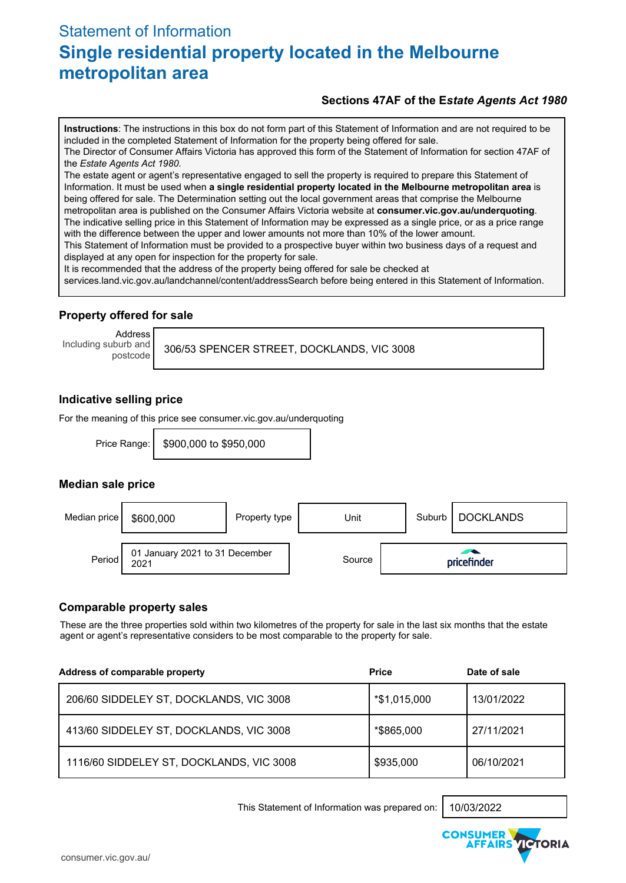# Statement of Information

# Single residential property located in the Melbourne metropolitan area

**Sections 47AF of the E*state Agents Act 1980***

**Instructions**: The instructions in this box do not form part of this Statement of Information and are not required to be included in the completed Statement of Information for the property being offered for sale.
The Director of Consumer Affairs Victoria has approved this form of the Statement of Information for section 47AF of the *Estate Agents Act 1980.*
The estate agent or agent's representative engaged to sell the property is required to prepare this Statement of Information. It must be used when **a single residential property located in the Melbourne metropolitan area** is being offered for sale. The Determination setting out the local government areas that comprise the Melbourne metropolitan area is published on the Consumer Affairs Victoria website at **consumer.vic.gov.au/underquoting**.
The indicative selling price in this Statement of Information may be expressed as a single price, or as a price range with the difference between the upper and lower amounts not more than 10% of the lower amount.
This Statement of Information must be provided to a prospective buyer within two business days of a request and displayed at any open for inspection for the property for sale.
It is recommended that the address of the property being offered for sale be checked at services.land.vic.gov.au/landchannel/content/addressSearch before being entered in this Statement of Information.

## Property offered for sale

Address Including suburb and postcode: 306/53 SPENCER STREET, DOCKLANDS, VIC 3008

## Indicative selling price

For the meaning of this price see consumer.vic.gov.au/underquoting

Price Range: $900,000 to $950,000

## Median sale price

| | | | | | |
|---|---|---|---|---|---|
| Median price | $600,000 | Property type | Unit | Suburb | DOCKLANDS |
| Period | 01 January 2021 to 31 December 2021 | Source | pricefinder | | |

## Comparable property sales

These are the three properties sold within two kilometres of the property for sale in the last six months that the estate agent or agent's representative considers to be most comparable to the property for sale.

| Address of comparable property | Price | Date of sale |
|---|---|---|
| 206/60 SIDDELEY ST, DOCKLANDS, VIC 3008 | *$1,015,000 | 13/01/2022 |
| 413/60 SIDDELEY ST, DOCKLANDS, VIC 3008 | *$865,000 | 27/11/2021 |
| 1116/60 SIDDELEY ST, DOCKLANDS, VIC 3008 | $935,000 | 06/10/2021 |

This Statement of Information was prepared on: 10/03/2022

consumer.vic.gov.au/